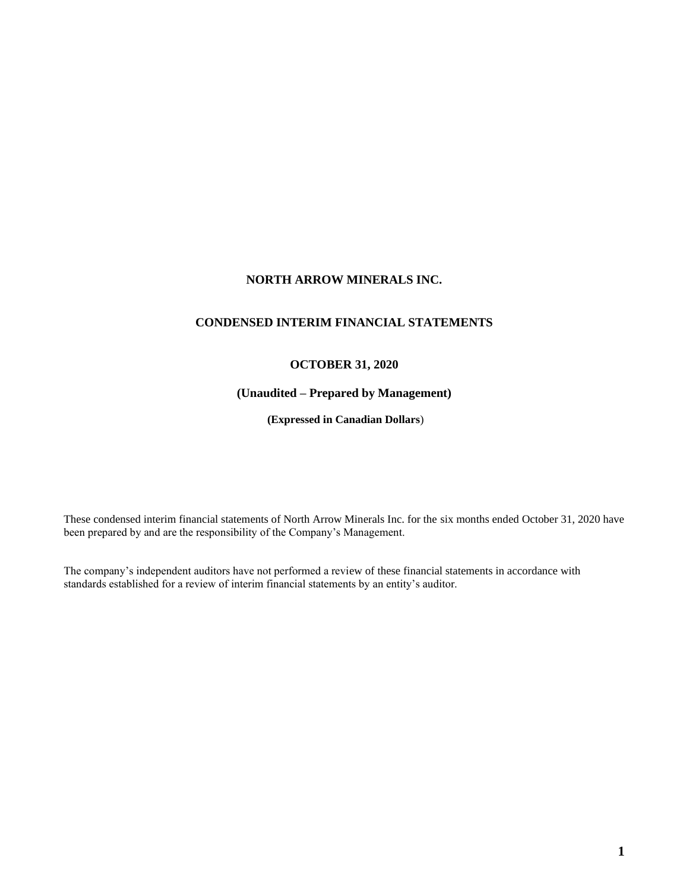# NORTH ARROW MINERALS INC.

## CONDENSED INTERIM FINANCIAL STATEMENTS

### OCTOBER 31, 2020

### (Unaudited – Prepared by Management)

**(Expressed in Canadian Dollars)**

These condensed interim financial statements of North Arrow Minerals Inc. for the six months ended October 31, 2020 have been prepared by and are the responsibility of the Company's Management.

The company's independent auditors have not performed a review of these financial statements in accordance with standards established for a review of interim financial statements by an entity's auditor.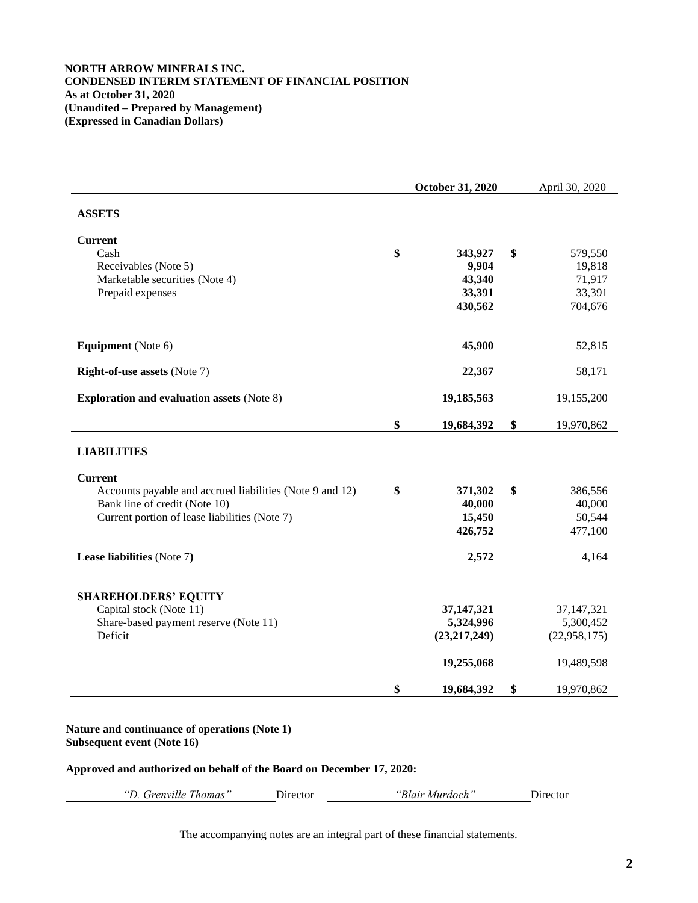**NORTH ARROW MINERALS INC.**
**CONDENSED INTERIM STATEMENT OF FINANCIAL POSITION**
**As at October 31, 2020**
**(Unaudited – Prepared by Management)**
**(Expressed in Canadian Dollars)**

| | October 31, 2020 | April 30, 2020 |
|---|---|---|
| **ASSETS** | | |
| **Current** | | |
| Cash | $ 343,927 | $ 579,550 |
| Receivables (Note 5) | 9,904 | 19,818 |
| Marketable securities (Note 4) | 43,340 | 71,917 |
| Prepaid expenses | 33,391 | 33,391 |
| | 430,562 | 704,676 |
| **Equipment** (Note 6) | 45,900 | 52,815 |
| **Right-of-use assets** (Note 7) | 22,367 | 58,171 |
| **Exploration and evaluation assets** (Note 8) | 19,185,563 | 19,155,200 |
| | $ 19,684,392 | $ 19,970,862 |
| **LIABILITIES** | | |
| **Current** | | |
| Accounts payable and accrued liabilities (Note 9 and 12) | $ 371,302 | $ 386,556 |
| Bank line of credit (Note 10) | 40,000 | 40,000 |
| Current portion of lease liabilities (Note 7) | 15,450 | 50,544 |
| | 426,752 | 477,100 |
| **Lease liabilities** (Note 7) | 2,572 | 4,164 |
| **SHAREHOLDERS' EQUITY** | | |
| Capital stock (Note 11) | 37,147,321 | 37,147,321 |
| Share-based payment reserve (Note 11) | 5,324,996 | 5,300,452 |
| Deficit | (23,217,249) | (22,958,175) |
| | 19,255,068 | 19,489,598 |
| | $ 19,684,392 | $ 19,970,862 |

**Nature and continuance of operations (Note 1)**
**Subsequent event (Note 16)**

**Approved and authorized on behalf of the Board on December 17, 2020:**

*"D. Grenville Thomas"* Director *"Blair Murdoch"* Director

The accompanying notes are an integral part of these financial statements.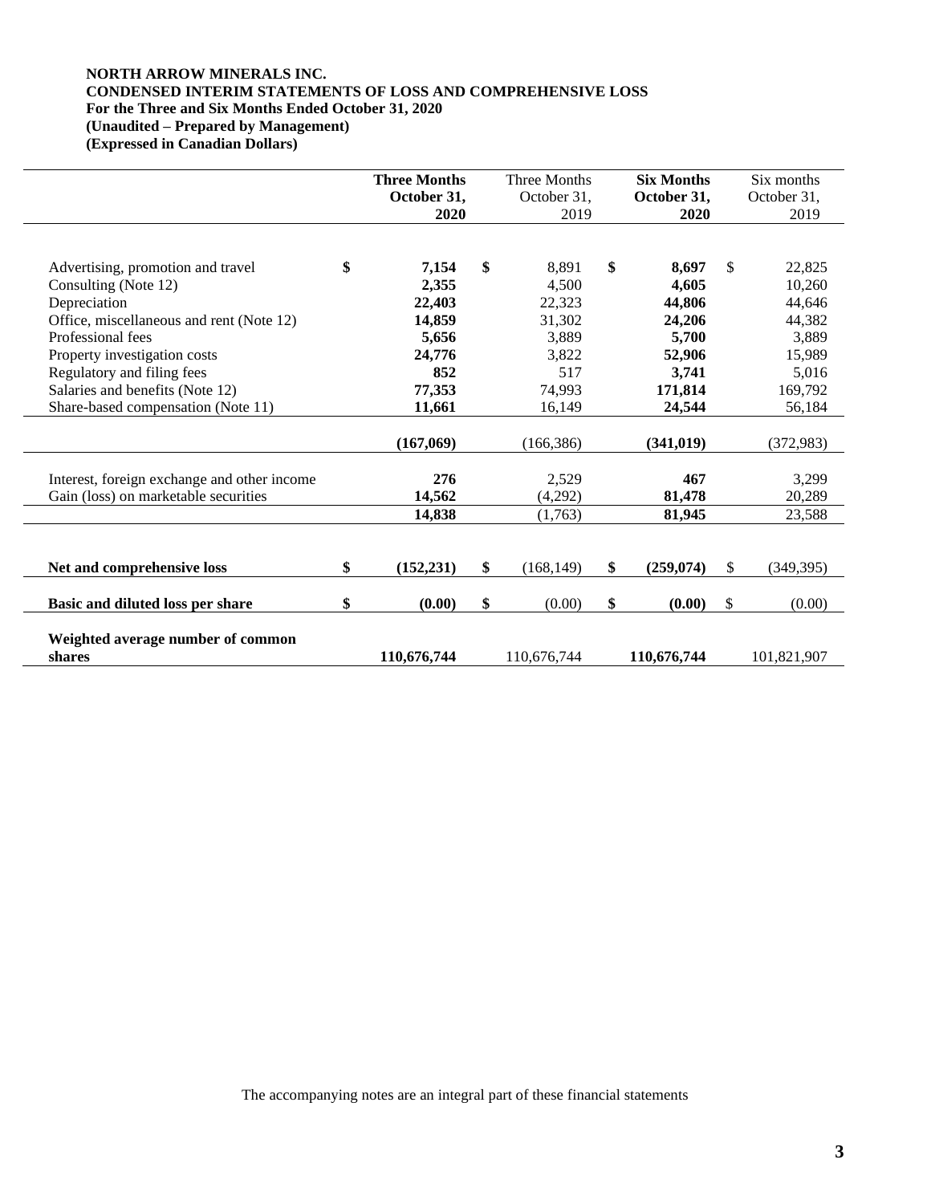**NORTH ARROW MINERALS INC.**
**CONDENSED INTERIM STATEMENTS OF LOSS AND COMPREHENSIVE LOSS**
**For the Three and Six Months Ended October 31, 2020**
**(Unaudited – Prepared by Management)**
**(Expressed in Canadian Dollars)**

| | **Three Months October 31, 2020** | Three Months October 31, 2019 | **Six Months October 31, 2020** | Six months October 31, 2019 |
|---|---|---|---|---|
| Advertising, promotion and travel | **$ 7,154** | $ 8,891 | **$ 8,697** | $ 22,825 |
| Consulting (Note 12) | **2,355** | 4,500 | **4,605** | 10,260 |
| Depreciation | **22,403** | 22,323 | **44,806** | 44,646 |
| Office, miscellaneous and rent (Note 12) | **14,859** | 31,302 | **24,206** | 44,382 |
| Professional fees | **5,656** | 3,889 | **5,700** | 3,889 |
| Property investigation costs | **24,776** | 3,822 | **52,906** | 15,989 |
| Regulatory and filing fees | **852** | 517 | **3,741** | 5,016 |
| Salaries and benefits (Note 12) | **77,353** | 74,993 | **171,814** | 169,792 |
| Share-based compensation (Note 11) | **11,661** | 16,149 | **24,544** | 56,184 |
| | **(167,069)** | (166,386) | **(341,019)** | (372,983) |
| Interest, foreign exchange and other income | **276** | 2,529 | **467** | 3,299 |
| Gain (loss) on marketable securities | **14,562** | (4,292) | **81,478** | 20,289 |
| | **14,838** | (1,763) | **81,945** | 23,588 |
| **Net and comprehensive loss** | **$ (152,231)** | $ (168,149) | **$ (259,074)** | $ (349,395) |
| **Basic and diluted loss per share** | **$ (0.00)** | $ (0.00) | **$ (0.00)** | $ (0.00) |
| **Weighted average number of common shares** | **110,676,744** | 110,676,744 | **110,676,744** | 101,821,907 |

The accompanying notes are an integral part of these financial statements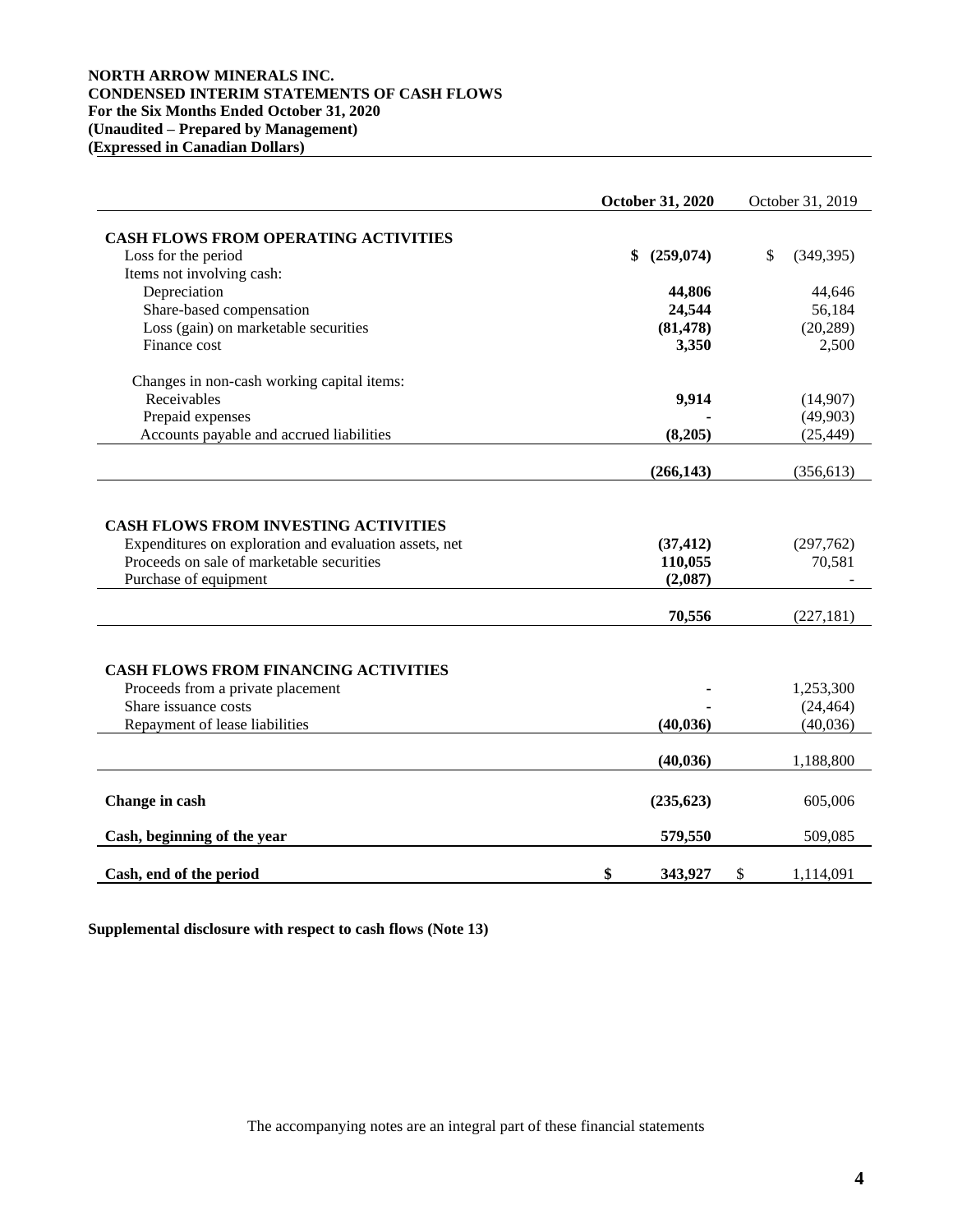**NORTH ARROW MINERALS INC.**
**CONDENSED INTERIM STATEMENTS OF CASH FLOWS**
**For the Six Months Ended October 31, 2020**
**(Unaudited – Prepared by Management)**
**(Expressed in Canadian Dollars)**

| | **October 31, 2020** | October 31, 2019 |
|---|---|---|
| **CASH FLOWS FROM OPERATING ACTIVITIES** | | |
| Loss for the period | **$ (259,074)** | $ (349,395) |
| Items not involving cash: | | |
| Depreciation | **44,806** | 44,646 |
| Share-based compensation | **24,544** | 56,184 |
| Loss (gain) on marketable securities | **(81,478)** | (20,289) |
| Finance cost | **3,350** | 2,500 |
| Changes in non-cash working capital items: | | |
| Receivables | **9,914** | (14,907) |
| Prepaid expenses | **-** | (49,903) |
| Accounts payable and accrued liabilities | **(8,205)** | (25,449) |
| | **(266,143)** | (356,613) |
| **CASH FLOWS FROM INVESTING ACTIVITIES** | | |
| Expenditures on exploration and evaluation assets, net | **(37,412)** | (297,762) |
| Proceeds on sale of marketable securities | **110,055** | 70,581 |
| Purchase of equipment | **(2,087)** | - |
| | **70,556** | (227,181) |
| **CASH FLOWS FROM FINANCING ACTIVITIES** | | |
| Proceeds from a private placement | **-** | 1,253,300 |
| Share issuance costs | **-** | (24,464) |
| Repayment of lease liabilities | **(40,036)** | (40,036) |
| | **(40,036)** | 1,188,800 |
| **Change in cash** | **(235,623)** | 605,006 |
| **Cash, beginning of the year** | **579,550** | 509,085 |
| **Cash, end of the period** | **$ 343,927** | $ 1,114,091 |

**Supplemental disclosure with respect to cash flows (Note 13)**

The accompanying notes are an integral part of these financial statements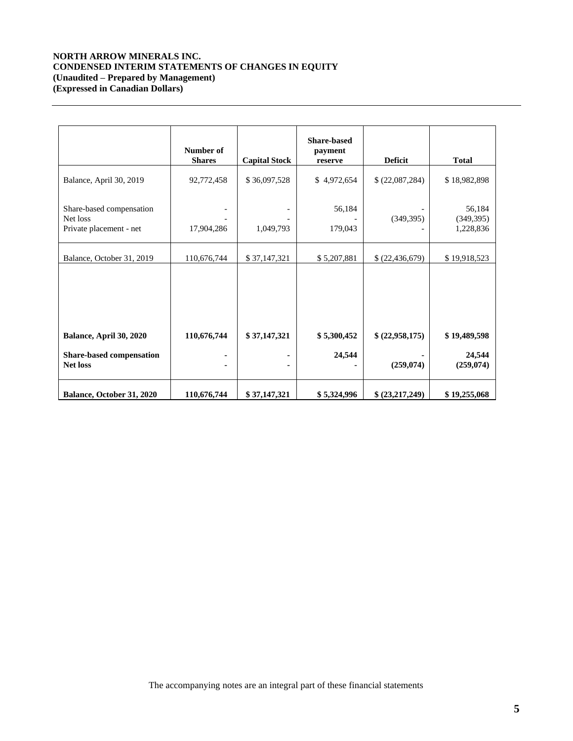**NORTH ARROW MINERALS INC.**
**CONDENSED INTERIM STATEMENTS OF CHANGES IN EQUITY**
**(Unaudited – Prepared by Management)**
**(Expressed in Canadian Dollars)**

| | Number of Shares | Capital Stock | Share-based payment reserve | Deficit | Total |
|---|---|---|---|---|---|
| Balance, April 30, 2019 | 92,772,458 | $ 36,097,528 | $ 4,972,654 | $ (22,087,284) | $ 18,982,898 |
| Share-based compensation | - | - | 56,184 | - | 56,184 |
| Net loss | - | - | - | (349,395) | (349,395) |
| Private placement - net | 17,904,286 | 1,049,793 | 179,043 | - | 1,228,836 |
| Balance, October 31, 2019 | 110,676,744 | $ 37,147,321 | $ 5,207,881 | $ (22,436,679) | $ 19,918,523 |
| **Balance, April 30, 2020** | **110,676,744** | **$ 37,147,321** | **$ 5,300,452** | **$ (22,958,175)** | **$ 19,489,598** |
| **Share-based compensation** | **-** | **-** | **24,544** | **-** | **24,544** |
| **Net loss** | **-** | **-** | **-** | **(259,074)** | **(259,074)** |
| **Balance, October 31, 2020** | **110,676,744** | **$ 37,147,321** | **$ 5,324,996** | **$ (23,217,249)** | **$ 19,255,068** |

The accompanying notes are an integral part of these financial statements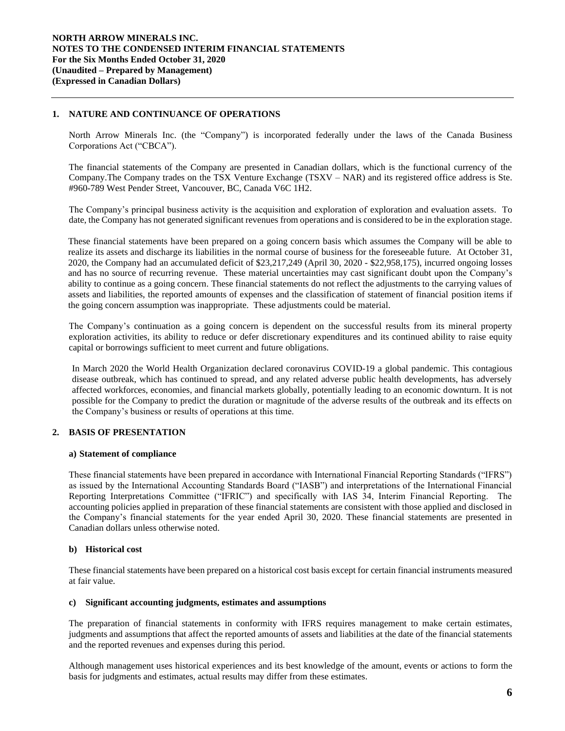## 1. NATURE AND CONTINUANCE OF OPERATIONS

North Arrow Minerals Inc. (the "Company") is incorporated federally under the laws of the Canada Business Corporations Act ("CBCA").

The financial statements of the Company are presented in Canadian dollars, which is the functional currency of the Company.The Company trades on the TSX Venture Exchange (TSXV – NAR) and its registered office address is Ste. #960-789 West Pender Street, Vancouver, BC, Canada V6C 1H2.

The Company's principal business activity is the acquisition and exploration of exploration and evaluation assets. To date, the Company has not generated significant revenues from operations and is considered to be in the exploration stage.

These financial statements have been prepared on a going concern basis which assumes the Company will be able to realize its assets and discharge its liabilities in the normal course of business for the foreseeable future. At October 31, 2020, the Company had an accumulated deficit of $23,217,249 (April 30, 2020 - $22,958,175), incurred ongoing losses and has no source of recurring revenue. These material uncertainties may cast significant doubt upon the Company's ability to continue as a going concern. These financial statements do not reflect the adjustments to the carrying values of assets and liabilities, the reported amounts of expenses and the classification of statement of financial position items if the going concern assumption was inappropriate. These adjustments could be material.

The Company's continuation as a going concern is dependent on the successful results from its mineral property exploration activities, its ability to reduce or defer discretionary expenditures and its continued ability to raise equity capital or borrowings sufficient to meet current and future obligations.

In March 2020 the World Health Organization declared coronavirus COVID-19 a global pandemic. This contagious disease outbreak, which has continued to spread, and any related adverse public health developments, has adversely affected workforces, economies, and financial markets globally, potentially leading to an economic downturn. It is not possible for the Company to predict the duration or magnitude of the adverse results of the outbreak and its effects on the Company's business or results of operations at this time.

## 2. BASIS OF PRESENTATION

### a) Statement of compliance

These financial statements have been prepared in accordance with International Financial Reporting Standards ("IFRS") as issued by the International Accounting Standards Board ("IASB") and interpretations of the International Financial Reporting Interpretations Committee ("IFRIC") and specifically with IAS 34, Interim Financial Reporting. The accounting policies applied in preparation of these financial statements are consistent with those applied and disclosed in the Company's financial statements for the year ended April 30, 2020. These financial statements are presented in Canadian dollars unless otherwise noted.

### b) Historical cost

These financial statements have been prepared on a historical cost basis except for certain financial instruments measured at fair value.

### c) Significant accounting judgments, estimates and assumptions

The preparation of financial statements in conformity with IFRS requires management to make certain estimates, judgments and assumptions that affect the reported amounts of assets and liabilities at the date of the financial statements and the reported revenues and expenses during this period.

Although management uses historical experiences and its best knowledge of the amount, events or actions to form the basis for judgments and estimates, actual results may differ from these estimates.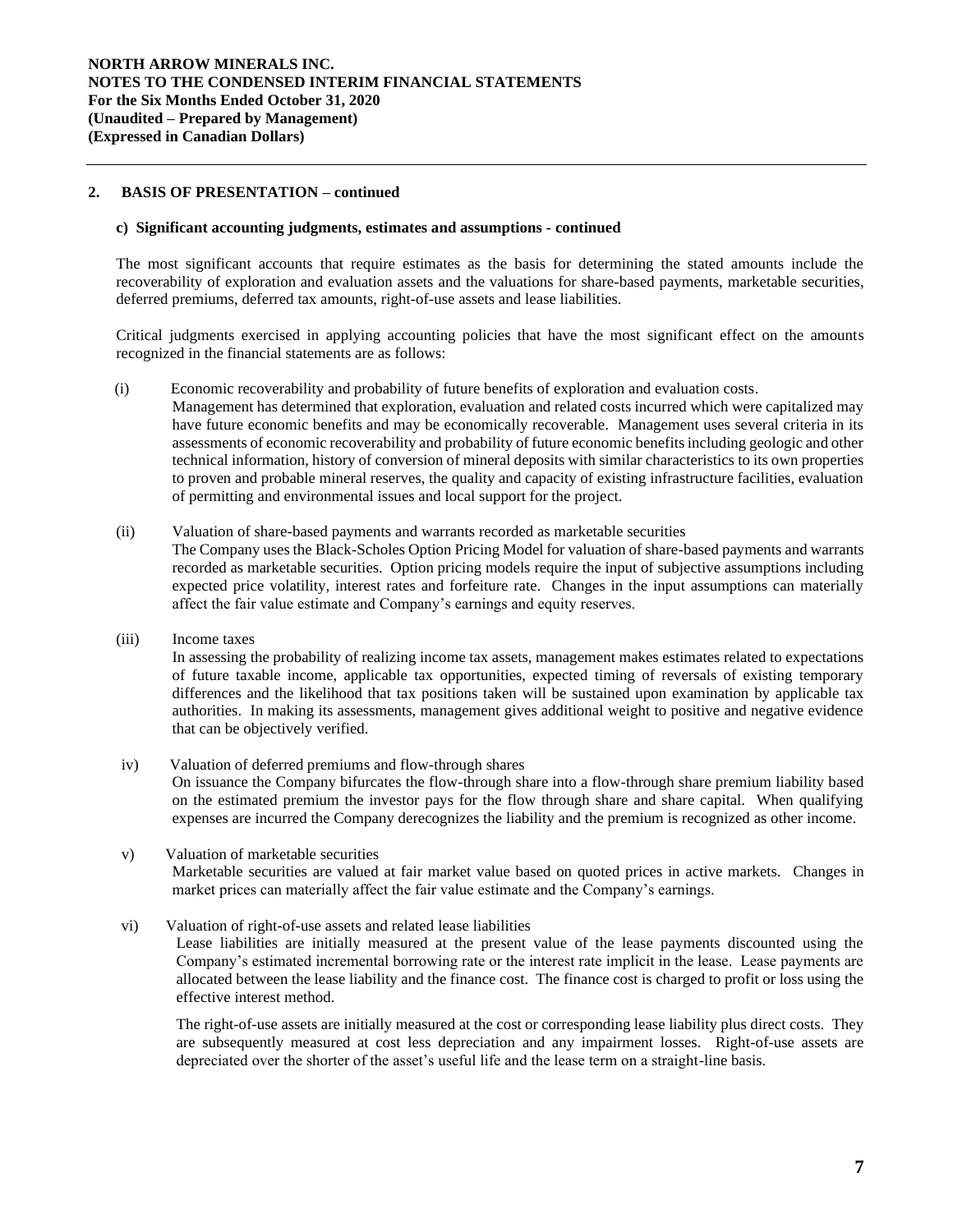## 2. BASIS OF PRESENTATION – continued

### c) Significant accounting judgments, estimates and assumptions - continued

The most significant accounts that require estimates as the basis for determining the stated amounts include the recoverability of exploration and evaluation assets and the valuations for share-based payments, marketable securities, deferred premiums, deferred tax amounts, right-of-use assets and lease liabilities.

Critical judgments exercised in applying accounting policies that have the most significant effect on the amounts recognized in the financial statements are as follows:

(i) Economic recoverability and probability of future benefits of exploration and evaluation costs.
Management has determined that exploration, evaluation and related costs incurred which were capitalized may have future economic benefits and may be economically recoverable. Management uses several criteria in its assessments of economic recoverability and probability of future economic benefits including geologic and other technical information, history of conversion of mineral deposits with similar characteristics to its own properties to proven and probable mineral reserves, the quality and capacity of existing infrastructure facilities, evaluation of permitting and environmental issues and local support for the project.

(ii) Valuation of share-based payments and warrants recorded as marketable securities
The Company uses the Black-Scholes Option Pricing Model for valuation of share-based payments and warrants recorded as marketable securities. Option pricing models require the input of subjective assumptions including expected price volatility, interest rates and forfeiture rate. Changes in the input assumptions can materially affect the fair value estimate and Company's earnings and equity reserves.

(iii) Income taxes
In assessing the probability of realizing income tax assets, management makes estimates related to expectations of future taxable income, applicable tax opportunities, expected timing of reversals of existing temporary differences and the likelihood that tax positions taken will be sustained upon examination by applicable tax authorities. In making its assessments, management gives additional weight to positive and negative evidence that can be objectively verified.

iv) Valuation of deferred premiums and flow-through shares
On issuance the Company bifurcates the flow-through share into a flow-through share premium liability based on the estimated premium the investor pays for the flow through share and share capital. When qualifying expenses are incurred the Company derecognizes the liability and the premium is recognized as other income.

v) Valuation of marketable securities
Marketable securities are valued at fair market value based on quoted prices in active markets. Changes in market prices can materially affect the fair value estimate and the Company's earnings.

vi) Valuation of right-of-use assets and related lease liabilities
Lease liabilities are initially measured at the present value of the lease payments discounted using the Company's estimated incremental borrowing rate or the interest rate implicit in the lease. Lease payments are allocated between the lease liability and the finance cost. The finance cost is charged to profit or loss using the effective interest method.

The right-of-use assets are initially measured at the cost or corresponding lease liability plus direct costs. They are subsequently measured at cost less depreciation and any impairment losses. Right-of-use assets are depreciated over the shorter of the asset's useful life and the lease term on a straight-line basis.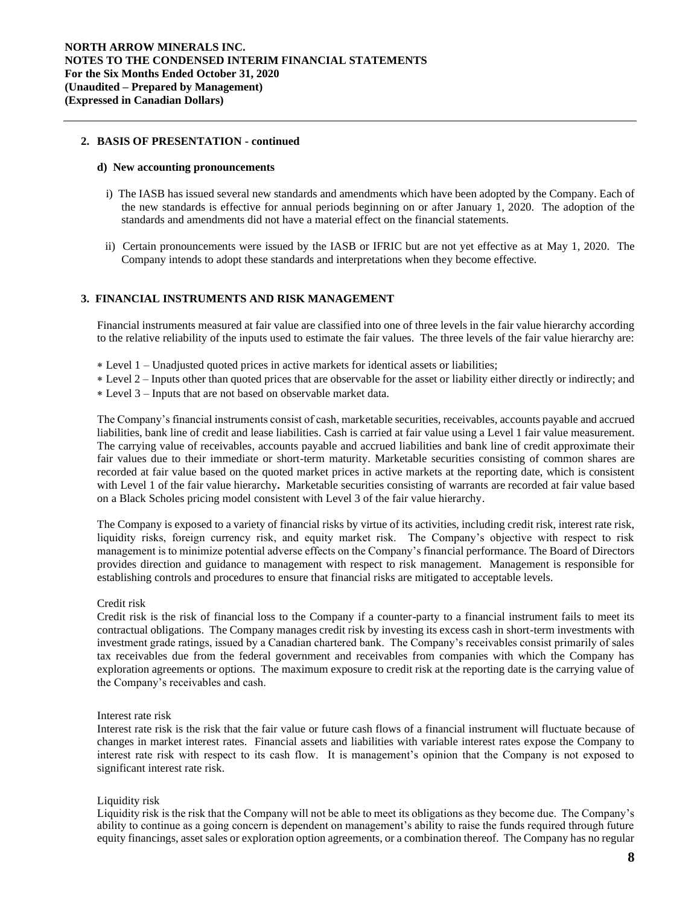## 2. BASIS OF PRESENTATION - continued

### d) New accounting pronouncements

i) The IASB has issued several new standards and amendments which have been adopted by the Company. Each of the new standards is effective for annual periods beginning on or after January 1, 2020. The adoption of the standards and amendments did not have a material effect on the financial statements.

ii) Certain pronouncements were issued by the IASB or IFRIC but are not yet effective as at May 1, 2020. The Company intends to adopt these standards and interpretations when they become effective.

## 3. FINANCIAL INSTRUMENTS AND RISK MANAGEMENT

Financial instruments measured at fair value are classified into one of three levels in the fair value hierarchy according to the relative reliability of the inputs used to estimate the fair values. The three levels of the fair value hierarchy are:

- Level 1 – Unadjusted quoted prices in active markets for identical assets or liabilities;
- Level 2 – Inputs other than quoted prices that are observable for the asset or liability either directly or indirectly; and
- Level 3 – Inputs that are not based on observable market data.

The Company's financial instruments consist of cash, marketable securities, receivables, accounts payable and accrued liabilities, bank line of credit and lease liabilities. Cash is carried at fair value using a Level 1 fair value measurement. The carrying value of receivables, accounts payable and accrued liabilities and bank line of credit approximate their fair values due to their immediate or short-term maturity. Marketable securities consisting of common shares are recorded at fair value based on the quoted market prices in active markets at the reporting date, which is consistent with Level 1 of the fair value hierarchy**.** Marketable securities consisting of warrants are recorded at fair value based on a Black Scholes pricing model consistent with Level 3 of the fair value hierarchy.

The Company is exposed to a variety of financial risks by virtue of its activities, including credit risk, interest rate risk, liquidity risks, foreign currency risk, and equity market risk. The Company's objective with respect to risk management is to minimize potential adverse effects on the Company's financial performance. The Board of Directors provides direction and guidance to management with respect to risk management. Management is responsible for establishing controls and procedures to ensure that financial risks are mitigated to acceptable levels.

Credit risk

Credit risk is the risk of financial loss to the Company if a counter-party to a financial instrument fails to meet its contractual obligations. The Company manages credit risk by investing its excess cash in short-term investments with investment grade ratings, issued by a Canadian chartered bank. The Company's receivables consist primarily of sales tax receivables due from the federal government and receivables from companies with which the Company has exploration agreements or options. The maximum exposure to credit risk at the reporting date is the carrying value of the Company's receivables and cash.

Interest rate risk

Interest rate risk is the risk that the fair value or future cash flows of a financial instrument will fluctuate because of changes in market interest rates. Financial assets and liabilities with variable interest rates expose the Company to interest rate risk with respect to its cash flow. It is management's opinion that the Company is not exposed to significant interest rate risk.

Liquidity risk

Liquidity risk is the risk that the Company will not be able to meet its obligations as they become due. The Company's ability to continue as a going concern is dependent on management's ability to raise the funds required through future equity financings, asset sales or exploration option agreements, or a combination thereof. The Company has no regular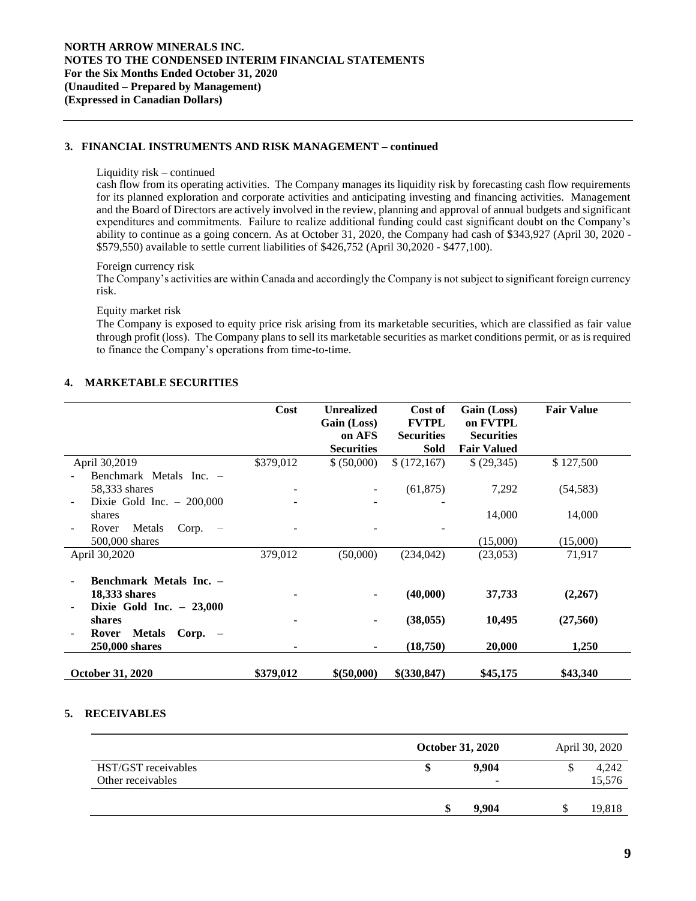## 3. FINANCIAL INSTRUMENTS AND RISK MANAGEMENT – continued

Liquidity risk – continued

cash flow from its operating activities. The Company manages its liquidity risk by forecasting cash flow requirements for its planned exploration and corporate activities and anticipating investing and financing activities. Management and the Board of Directors are actively involved in the review, planning and approval of annual budgets and significant expenditures and commitments. Failure to realize additional funding could cast significant doubt on the Company's ability to continue as a going concern. As at October 31, 2020, the Company had cash of $343,927 (April 30, 2020 - $579,550) available to settle current liabilities of $426,752 (April 30,2020 - $477,100).

Foreign currency risk

The Company's activities are within Canada and accordingly the Company is not subject to significant foreign currency risk.

Equity market risk

The Company is exposed to equity price risk arising from its marketable securities, which are classified as fair value through profit (loss). The Company plans to sell its marketable securities as market conditions permit, or as is required to finance the Company's operations from time-to-time.

## 4. MARKETABLE SECURITIES

| | Cost | Unrealized Gain (Loss) on AFS Securities | Cost of FVTPL Securities Sold | Gain (Loss) on FVTPL Securities Fair Valued | Fair Value |
|---|---|---|---|---|---|
| April 30,2019 | $379,012 | $ (50,000) | $ (172,167) | $ (29,345) | $ 127,500 |
| - Benchmark Metals Inc. – 58,333 shares | - | - | (61,875) | 7,292 | (54,583) |
| - Dixie Gold Inc. – 200,000 shares | - | - | - | 14,000 | 14,000 |
| - Rover Metals Corp. – 500,000 shares | - | - | - | (15,000) | (15,000) |
| April 30,2020 | 379,012 | (50,000) | (234,042) | (23,053) | 71,917 |
| - **Benchmark Metals Inc. – 18,333 shares** | **-** | **-** | **(40,000)** | **37,733** | **(2,267)** |
| - **Dixie Gold Inc. – 23,000 shares** | **-** | **-** | **(38,055)** | **10,495** | **(27,560)** |
| - **Rover Metals Corp. – 250,000 shares** | **-** | **-** | **(18,750)** | **20,000** | **1,250** |
| **October 31, 2020** | **$379,012** | **$(50,000)** | **$(330,847)** | **$45,175** | **$43,340** |

## 5. RECEIVABLES

| | October 31, 2020 | April 30, 2020 |
|---|---|---|
| HST/GST receivables | $ 9,904 | $ 4,242 |
| Other receivables | - | 15,576 |
| | **$ 9,904** | $ 19,818 |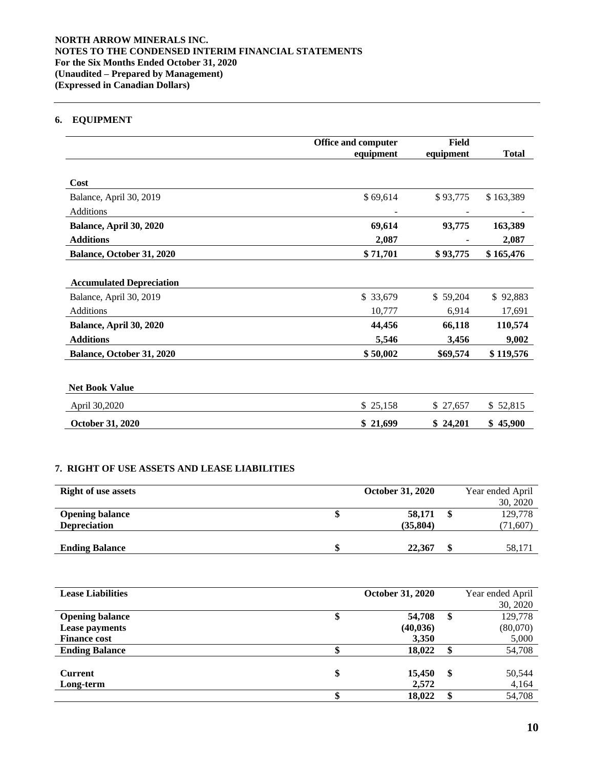NORTH ARROW MINERALS INC.
NOTES TO THE CONDENSED INTERIM FINANCIAL STATEMENTS
For the Six Months Ended October 31, 2020
(Unaudited – Prepared by Management)
(Expressed in Canadian Dollars)

## 6. EQUIPMENT

| | Office and computer equipment | Field equipment | Total |
|---|---|---|---|
| **Cost** | | | |
| Balance, April 30, 2019 | $ 69,614 | $ 93,775 | $ 163,389 |
| Additions | - | - | - |
| **Balance, April 30, 2020** | **69,614** | **93,775** | **163,389** |
| **Additions** | **2,087** | **-** | **2,087** |
| **Balance, October 31, 2020** | **$ 71,701** | **$ 93,775** | **$ 165,476** |
| **Accumulated Depreciation** | | | |
| Balance, April 30, 2019 | $ 33,679 | $ 59,204 | $ 92,883 |
| Additions | 10,777 | 6,914 | 17,691 |
| **Balance, April 30, 2020** | **44,456** | **66,118** | **110,574** |
| **Additions** | **5,546** | **3,456** | **9,002** |
| **Balance, October 31, 2020** | **$ 50,002** | **$69,574** | **$ 119,576** |
| **Net Book Value** | | | |
| April 30,2020 | $ 25,158 | $ 27,657 | $ 52,815 |
| **October 31, 2020** | **$ 21,699** | **$ 24,201** | **$ 45,900** |

## 7. RIGHT OF USE ASSETS AND LEASE LIABILITIES

| **Right of use assets** | **October 31, 2020** | Year ended April 30, 2020 |
|---|---|---|
| **Opening balance** | **$ 58,171** | $ 129,778 |
| **Depreciation** | **(35,804)** | (71,607) |
| **Ending Balance** | **$ 22,367** | $ 58,171 |

| **Lease Liabilities** | **October 31, 2020** | Year ended April 30, 2020 |
|---|---|---|
| **Opening balance** | **$ 54,708** | $ 129,778 |
| **Lease payments** | **(40,036)** | (80,070) |
| **Finance cost** | **3,350** | 5,000 |
| **Ending Balance** | **$ 18,022** | $ 54,708 |
| **Current** | **$ 15,450** | $ 50,544 |
| **Long-term** | **2,572** | 4,164 |
| | **$ 18,022** | $ 54,708 |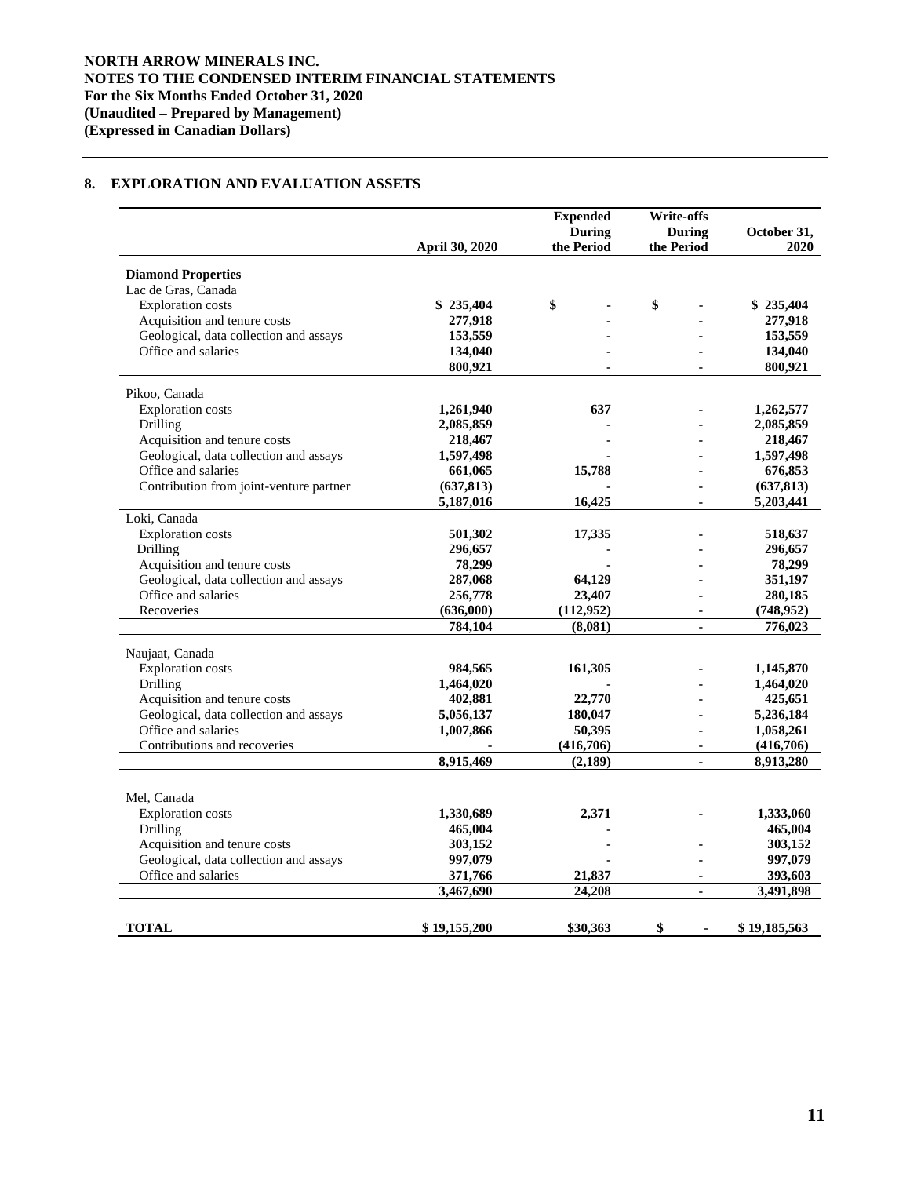**NORTH ARROW MINERALS INC.**
**NOTES TO THE CONDENSED INTERIM FINANCIAL STATEMENTS**
**For the Six Months Ended October 31, 2020**
**(Unaudited – Prepared by Management)**
**(Expressed in Canadian Dollars)**

## 8. EXPLORATION AND EVALUATION ASSETS

| | April 30, 2020 | Expended During the Period | Write-offs During the Period | October 31, 2020 |
|---|---|---|---|---|
| **Diamond Properties** | | | | |
| Lac de Gras, Canada | | | | |
| Exploration costs | $ 235,404 | $ - | $ - | $ 235,404 |
| Acquisition and tenure costs | 277,918 | - | - | 277,918 |
| Geological, data collection and assays | 153,559 | - | - | 153,559 |
| Office and salaries | 134,040 | - | - | 134,040 |
| | 800,921 | - | - | 800,921 |
| Pikoo, Canada | | | | |
| Exploration costs | 1,261,940 | 637 | - | 1,262,577 |
| Drilling | 2,085,859 | - | - | 2,085,859 |
| Acquisition and tenure costs | 218,467 | - | - | 218,467 |
| Geological, data collection and assays | 1,597,498 | - | - | 1,597,498 |
| Office and salaries | 661,065 | 15,788 | - | 676,853 |
| Contribution from joint-venture partner | (637,813) | - | - | (637,813) |
| | 5,187,016 | 16,425 | - | 5,203,441 |
| Loki, Canada | | | | |
| Exploration costs | 501,302 | 17,335 | - | 518,637 |
| Drilling | 296,657 | - | - | 296,657 |
| Acquisition and tenure costs | 78,299 | - | - | 78,299 |
| Geological, data collection and assays | 287,068 | 64,129 | - | 351,197 |
| Office and salaries | 256,778 | 23,407 | - | 280,185 |
| Recoveries | (636,000) | (112,952) | - | (748,952) |
| | 784,104 | (8,081) | - | 776,023 |
| Naujaat, Canada | | | | |
| Exploration costs | 984,565 | 161,305 | - | 1,145,870 |
| Drilling | 1,464,020 | - | - | 1,464,020 |
| Acquisition and tenure costs | 402,881 | 22,770 | - | 425,651 |
| Geological, data collection and assays | 5,056,137 | 180,047 | - | 5,236,184 |
| Office and salaries | 1,007,866 | 50,395 | - | 1,058,261 |
| Contributions and recoveries | - | (416,706) | - | (416,706) |
| | 8,915,469 | (2,189) | - | 8,913,280 |
| Mel, Canada | | | | |
| Exploration costs | 1,330,689 | 2,371 | - | 1,333,060 |
| Drilling | 465,004 | - | | 465,004 |
| Acquisition and tenure costs | 303,152 | - | - | 303,152 |
| Geological, data collection and assays | 997,079 | - | - | 997,079 |
| Office and salaries | 371,766 | 21,837 | - | 393,603 |
| | 3,467,690 | 24,208 | - | 3,491,898 |
| **TOTAL** | $ 19,155,200 | $30,363 | $ - | $ 19,185,563 |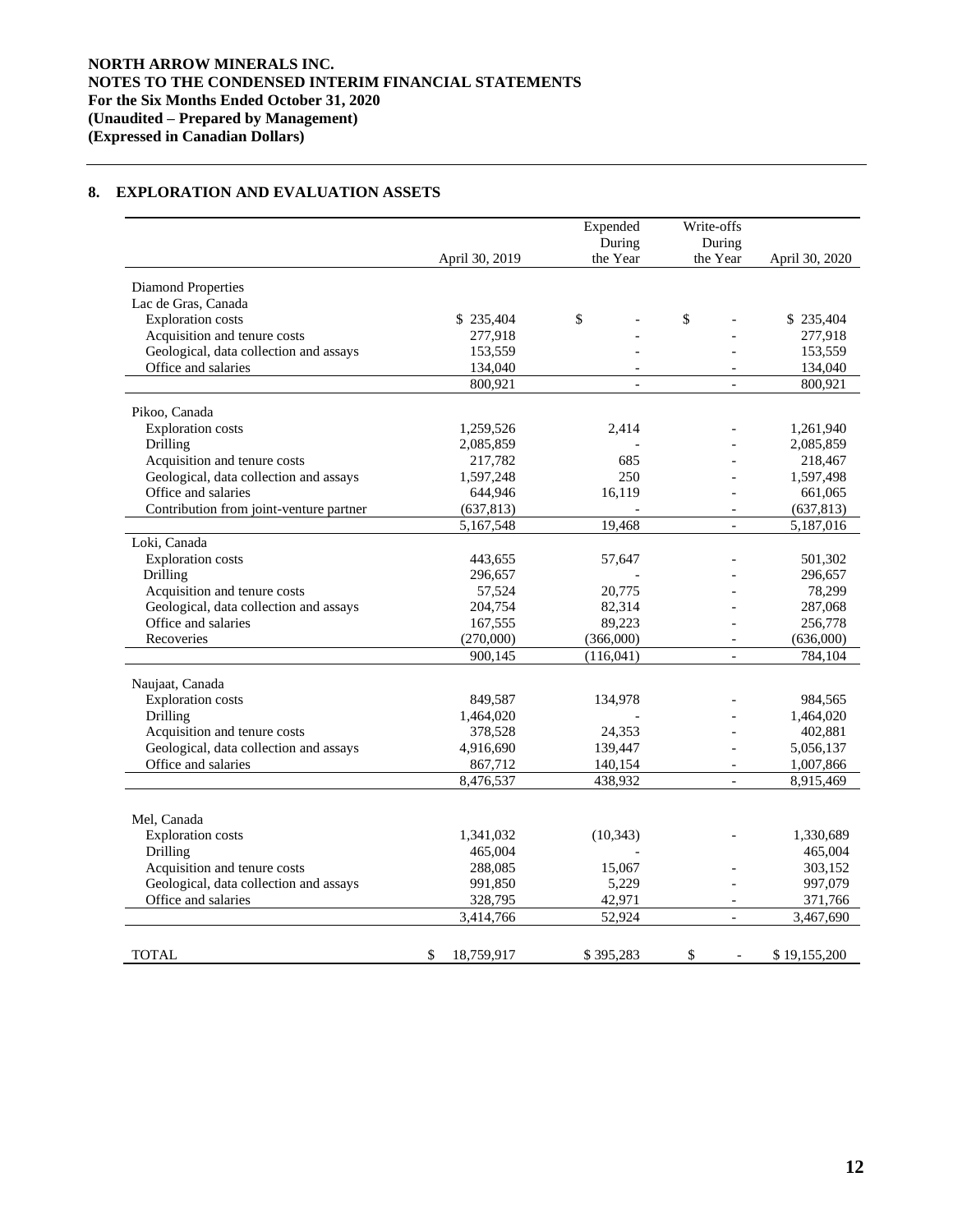**NORTH ARROW MINERALS INC.**
**NOTES TO THE CONDENSED INTERIM FINANCIAL STATEMENTS**
**For the Six Months Ended October 31, 2020**
**(Unaudited – Prepared by Management)**
**(Expressed in Canadian Dollars)**

## 8. EXPLORATION AND EVALUATION ASSETS

| | April 30, 2019 | Expended During the Year | Write-offs During the Year | April 30, 2020 |
|---|---|---|---|---|
| Diamond Properties | | | | |
| Lac de Gras, Canada | | | | |
| Exploration costs | $ 235,404 | $ - | $ - | $ 235,404 |
| Acquisition and tenure costs | 277,918 | - | - | 277,918 |
| Geological, data collection and assays | 153,559 | - | - | 153,559 |
| Office and salaries | 134,040 | - | - | 134,040 |
| | 800,921 | - | - | 800,921 |
| Pikoo, Canada | | | | |
| Exploration costs | 1,259,526 | 2,414 | - | 1,261,940 |
| Drilling | 2,085,859 | - | - | 2,085,859 |
| Acquisition and tenure costs | 217,782 | 685 | - | 218,467 |
| Geological, data collection and assays | 1,597,248 | 250 | - | 1,597,498 |
| Office and salaries | 644,946 | 16,119 | - | 661,065 |
| Contribution from joint-venture partner | (637,813) | - | - | (637,813) |
| | 5,167,548 | 19,468 | - | 5,187,016 |
| Loki, Canada | | | | |
| Exploration costs | 443,655 | 57,647 | - | 501,302 |
| Drilling | 296,657 | - | - | 296,657 |
| Acquisition and tenure costs | 57,524 | 20,775 | - | 78,299 |
| Geological, data collection and assays | 204,754 | 82,314 | - | 287,068 |
| Office and salaries | 167,555 | 89,223 | - | 256,778 |
| Recoveries | (270,000) | (366,000) | - | (636,000) |
| | 900,145 | (116,041) | - | 784,104 |
| Naujaat, Canada | | | | |
| Exploration costs | 849,587 | 134,978 | - | 984,565 |
| Drilling | 1,464,020 | - | - | 1,464,020 |
| Acquisition and tenure costs | 378,528 | 24,353 | - | 402,881 |
| Geological, data collection and assays | 4,916,690 | 139,447 | - | 5,056,137 |
| Office and salaries | 867,712 | 140,154 | - | 1,007,866 |
| | 8,476,537 | 438,932 | - | 8,915,469 |
| Mel, Canada | | | | |
| Exploration costs | 1,341,032 | (10,343) | - | 1,330,689 |
| Drilling | 465,004 | - | | 465,004 |
| Acquisition and tenure costs | 288,085 | 15,067 | - | 303,152 |
| Geological, data collection and assays | 991,850 | 5,229 | - | 997,079 |
| Office and salaries | 328,795 | 42,971 | - | 371,766 |
| | 3,414,766 | 52,924 | - | 3,467,690 |
| TOTAL | $ 18,759,917 | $ 395,283 | $ - | $ 19,155,200 |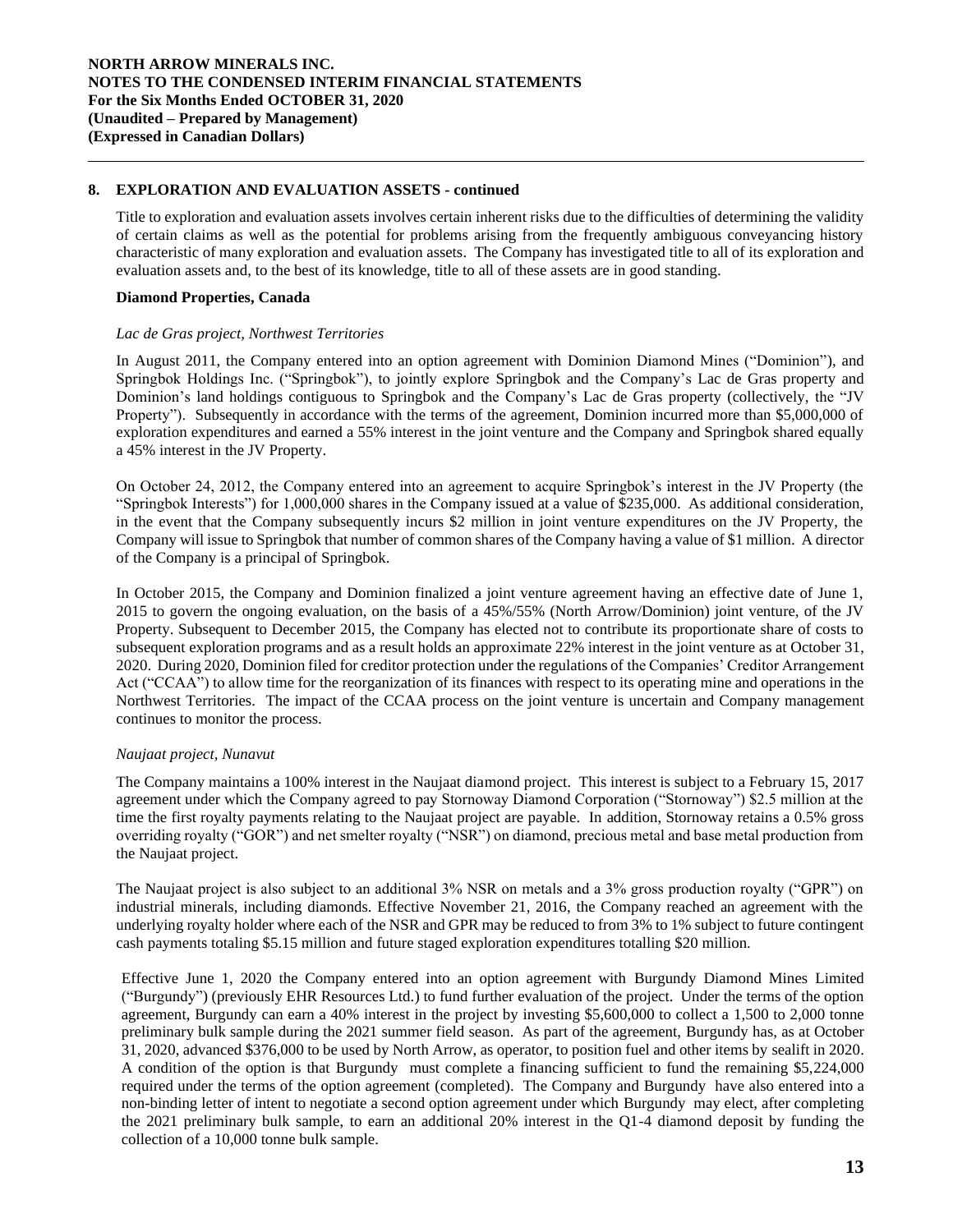## 8. EXPLORATION AND EVALUATION ASSETS - continued

Title to exploration and evaluation assets involves certain inherent risks due to the difficulties of determining the validity of certain claims as well as the potential for problems arising from the frequently ambiguous conveyancing history characteristic of many exploration and evaluation assets. The Company has investigated title to all of its exploration and evaluation assets and, to the best of its knowledge, title to all of these assets are in good standing.

**Diamond Properties, Canada**

*Lac de Gras project, Northwest Territories*

In August 2011, the Company entered into an option agreement with Dominion Diamond Mines ("Dominion"), and Springbok Holdings Inc. ("Springbok"), to jointly explore Springbok and the Company's Lac de Gras property and Dominion's land holdings contiguous to Springbok and the Company's Lac de Gras property (collectively, the "JV Property"). Subsequently in accordance with the terms of the agreement, Dominion incurred more than $5,000,000 of exploration expenditures and earned a 55% interest in the joint venture and the Company and Springbok shared equally a 45% interest in the JV Property.

On October 24, 2012, the Company entered into an agreement to acquire Springbok's interest in the JV Property (the "Springbok Interests") for 1,000,000 shares in the Company issued at a value of $235,000. As additional consideration, in the event that the Company subsequently incurs $2 million in joint venture expenditures on the JV Property, the Company will issue to Springbok that number of common shares of the Company having a value of $1 million. A director of the Company is a principal of Springbok.

In October 2015, the Company and Dominion finalized a joint venture agreement having an effective date of June 1, 2015 to govern the ongoing evaluation, on the basis of a 45%/55% (North Arrow/Dominion) joint venture, of the JV Property. Subsequent to December 2015, the Company has elected not to contribute its proportionate share of costs to subsequent exploration programs and as a result holds an approximate 22% interest in the joint venture as at October 31, 2020. During 2020, Dominion filed for creditor protection under the regulations of the Companies' Creditor Arrangement Act ("CCAA") to allow time for the reorganization of its finances with respect to its operating mine and operations in the Northwest Territories. The impact of the CCAA process on the joint venture is uncertain and Company management continues to monitor the process.

*Naujaat project, Nunavut*

The Company maintains a 100% interest in the Naujaat diamond project. This interest is subject to a February 15, 2017 agreement under which the Company agreed to pay Stornoway Diamond Corporation ("Stornoway") $2.5 million at the time the first royalty payments relating to the Naujaat project are payable. In addition, Stornoway retains a 0.5% gross overriding royalty ("GOR") and net smelter royalty ("NSR") on diamond, precious metal and base metal production from the Naujaat project.

The Naujaat project is also subject to an additional 3% NSR on metals and a 3% gross production royalty ("GPR") on industrial minerals, including diamonds. Effective November 21, 2016, the Company reached an agreement with the underlying royalty holder where each of the NSR and GPR may be reduced to from 3% to 1% subject to future contingent cash payments totaling $5.15 million and future staged exploration expenditures totalling $20 million.

Effective June 1, 2020 the Company entered into an option agreement with Burgundy Diamond Mines Limited ("Burgundy") (previously EHR Resources Ltd.) to fund further evaluation of the project. Under the terms of the option agreement, Burgundy can earn a 40% interest in the project by investing $5,600,000 to collect a 1,500 to 2,000 tonne preliminary bulk sample during the 2021 summer field season. As part of the agreement, Burgundy has, as at October 31, 2020, advanced $376,000 to be used by North Arrow, as operator, to position fuel and other items by sealift in 2020. A condition of the option is that Burgundy must complete a financing sufficient to fund the remaining $5,224,000 required under the terms of the option agreement (completed). The Company and Burgundy have also entered into a non-binding letter of intent to negotiate a second option agreement under which Burgundy may elect, after completing the 2021 preliminary bulk sample, to earn an additional 20% interest in the Q1-4 diamond deposit by funding the collection of a 10,000 tonne bulk sample.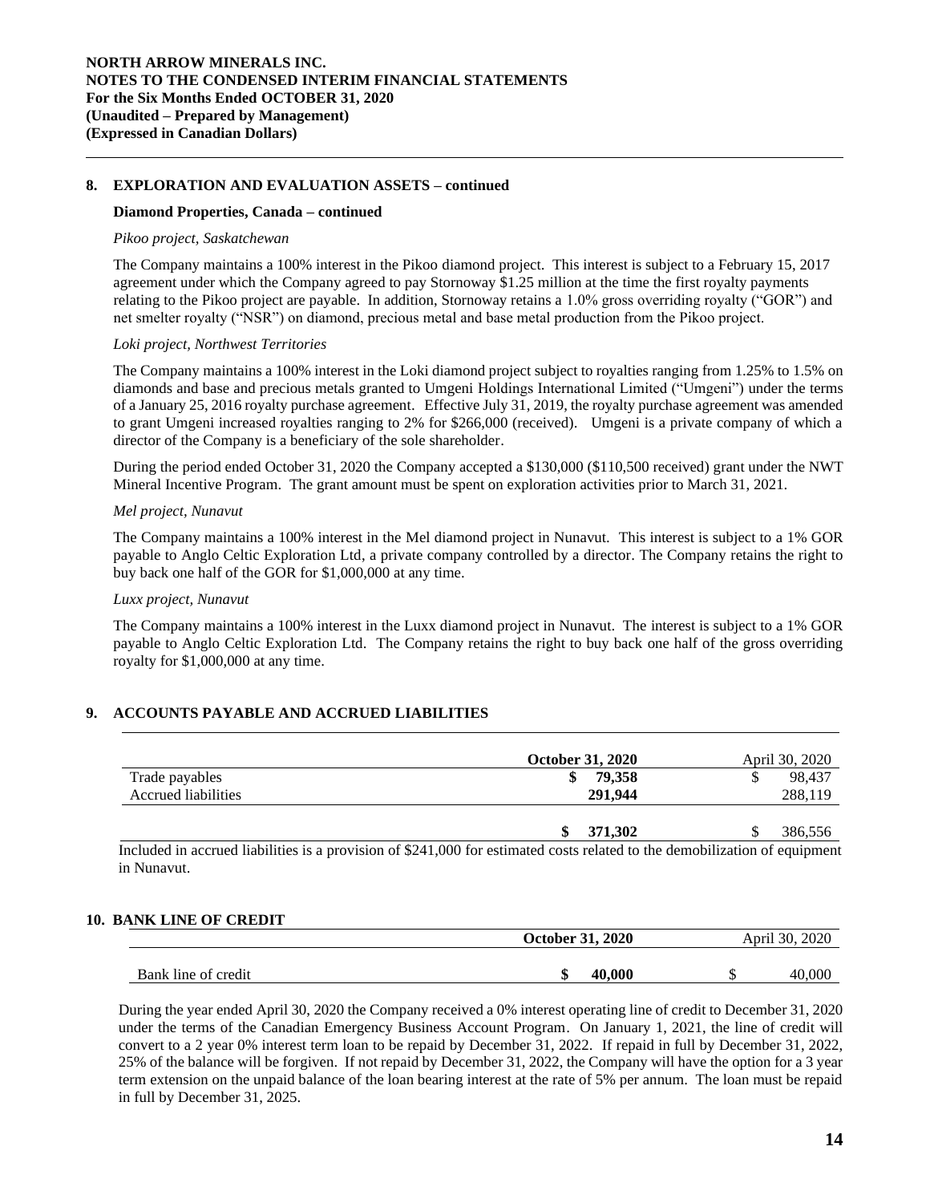## 8. EXPLORATION AND EVALUATION ASSETS – continued

### Diamond Properties, Canada – continued

*Pikoo project, Saskatchewan*

The Company maintains a 100% interest in the Pikoo diamond project. This interest is subject to a February 15, 2017 agreement under which the Company agreed to pay Stornoway $1.25 million at the time the first royalty payments relating to the Pikoo project are payable. In addition, Stornoway retains a 1.0% gross overriding royalty ("GOR") and net smelter royalty ("NSR") on diamond, precious metal and base metal production from the Pikoo project.

*Loki project, Northwest Territories*

The Company maintains a 100% interest in the Loki diamond project subject to royalties ranging from 1.25% to 1.5% on diamonds and base and precious metals granted to Umgeni Holdings International Limited ("Umgeni") under the terms of a January 25, 2016 royalty purchase agreement. Effective July 31, 2019, the royalty purchase agreement was amended to grant Umgeni increased royalties ranging to 2% for $266,000 (received). Umgeni is a private company of which a director of the Company is a beneficiary of the sole shareholder.

During the period ended October 31, 2020 the Company accepted a $130,000 ($110,500 received) grant under the NWT Mineral Incentive Program. The grant amount must be spent on exploration activities prior to March 31, 2021.

*Mel project, Nunavut*

The Company maintains a 100% interest in the Mel diamond project in Nunavut. This interest is subject to a 1% GOR payable to Anglo Celtic Exploration Ltd, a private company controlled by a director. The Company retains the right to buy back one half of the GOR for $1,000,000 at any time.

*Luxx project, Nunavut*

The Company maintains a 100% interest in the Luxx diamond project in Nunavut. The interest is subject to a 1% GOR payable to Anglo Celtic Exploration Ltd. The Company retains the right to buy back one half of the gross overriding royalty for $1,000,000 at any time.

## 9. ACCOUNTS PAYABLE AND ACCRUED LIABILITIES

| | **October 31, 2020** | April 30, 2020 |
|---|---|---|
| Trade payables | **$ 79,358** | $ 98,437 |
| Accrued liabilities | **291,944** | 288,119 |
| | **$ 371,302** | $ 386,556 |

Included in accrued liabilities is a provision of $241,000 for estimated costs related to the demobilization of equipment in Nunavut.

## 10. BANK LINE OF CREDIT

| | **October 31, 2020** | April 30, 2020 |
|---|---|---|
| Bank line of credit | **$ 40,000** | $ 40,000 |

During the year ended April 30, 2020 the Company received a 0% interest operating line of credit to December 31, 2020 under the terms of the Canadian Emergency Business Account Program. On January 1, 2021, the line of credit will convert to a 2 year 0% interest term loan to be repaid by December 31, 2022. If repaid in full by December 31, 2022, 25% of the balance will be forgiven. If not repaid by December 31, 2022, the Company will have the option for a 3 year term extension on the unpaid balance of the loan bearing interest at the rate of 5% per annum. The loan must be repaid in full by December 31, 2025.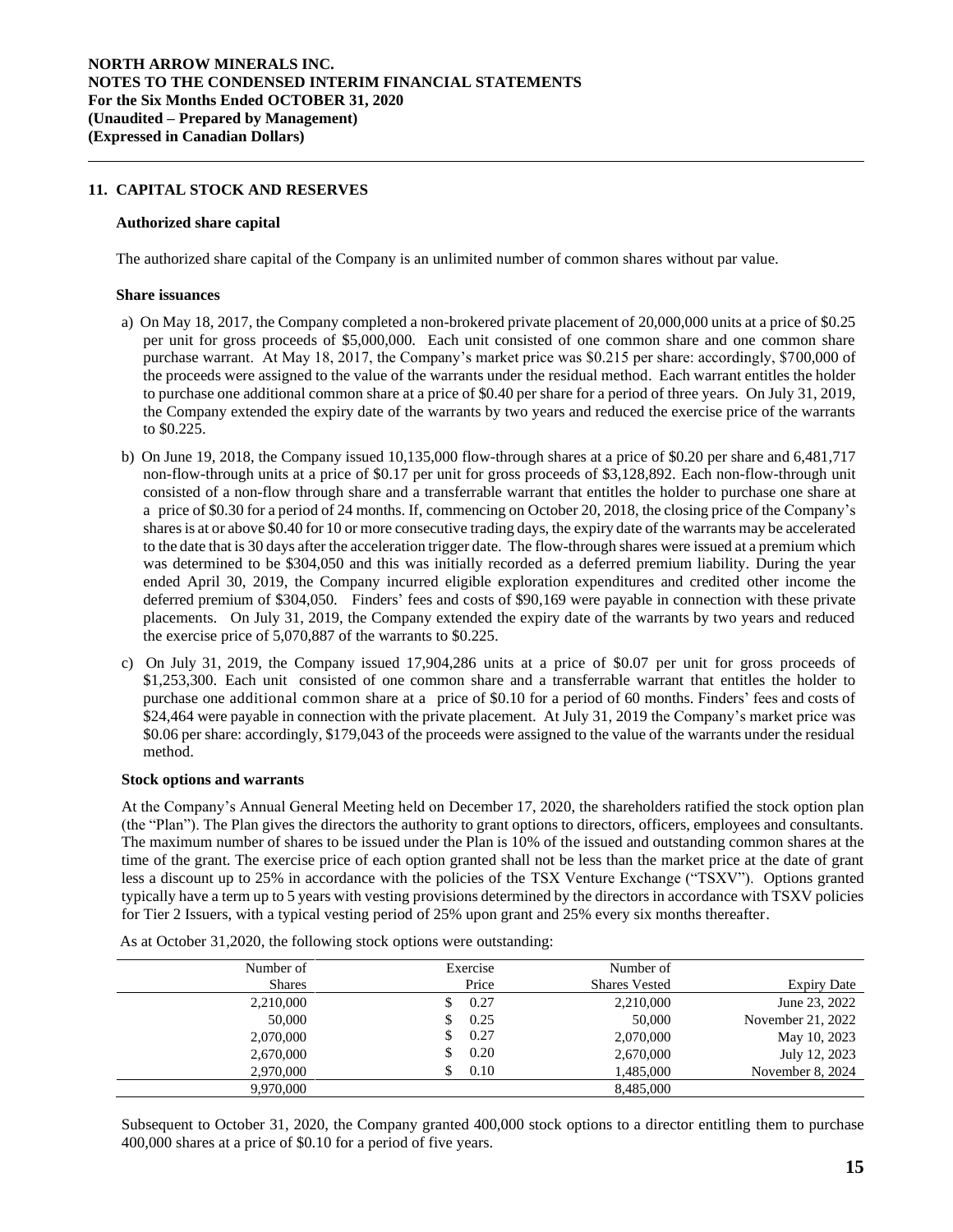## 11. CAPITAL STOCK AND RESERVES

### Authorized share capital

The authorized share capital of the Company is an unlimited number of common shares without par value.

### Share issuances

a) On May 18, 2017, the Company completed a non-brokered private placement of 20,000,000 units at a price of $0.25 per unit for gross proceeds of $5,000,000. Each unit consisted of one common share and one common share purchase warrant. At May 18, 2017, the Company's market price was $0.215 per share: accordingly, $700,000 of the proceeds were assigned to the value of the warrants under the residual method. Each warrant entitles the holder to purchase one additional common share at a price of $0.40 per share for a period of three years. On July 31, 2019, the Company extended the expiry date of the warrants by two years and reduced the exercise price of the warrants to $0.225.

b) On June 19, 2018, the Company issued 10,135,000 flow-through shares at a price of $0.20 per share and 6,481,717 non-flow-through units at a price of $0.17 per unit for gross proceeds of $3,128,892. Each non-flow-through unit consisted of a non-flow through share and a transferrable warrant that entitles the holder to purchase one share at a price of $0.30 for a period of 24 months. If, commencing on October 20, 2018, the closing price of the Company's shares is at or above $0.40 for 10 or more consecutive trading days, the expiry date of the warrants may be accelerated to the date that is 30 days after the acceleration trigger date. The flow-through shares were issued at a premium which was determined to be $304,050 and this was initially recorded as a deferred premium liability. During the year ended April 30, 2019, the Company incurred eligible exploration expenditures and credited other income the deferred premium of $304,050. Finders' fees and costs of $90,169 were payable in connection with these private placements. On July 31, 2019, the Company extended the expiry date of the warrants by two years and reduced the exercise price of 5,070,887 of the warrants to $0.225.

c) On July 31, 2019, the Company issued 17,904,286 units at a price of $0.07 per unit for gross proceeds of $1,253,300. Each unit consisted of one common share and a transferrable warrant that entitles the holder to purchase one additional common share at a price of $0.10 for a period of 60 months. Finders' fees and costs of $24,464 were payable in connection with the private placement. At July 31, 2019 the Company's market price was $0.06 per share: accordingly, $179,043 of the proceeds were assigned to the value of the warrants under the residual method.

### Stock options and warrants

At the Company's Annual General Meeting held on December 17, 2020, the shareholders ratified the stock option plan (the "Plan"). The Plan gives the directors the authority to grant options to directors, officers, employees and consultants. The maximum number of shares to be issued under the Plan is 10% of the issued and outstanding common shares at the time of the grant. The exercise price of each option granted shall not be less than the market price at the date of grant less a discount up to 25% in accordance with the policies of the TSX Venture Exchange ("TSXV"). Options granted typically have a term up to 5 years with vesting provisions determined by the directors in accordance with TSXV policies for Tier 2 Issuers, with a typical vesting period of 25% upon grant and 25% every six months thereafter.

As at October 31,2020, the following stock options were outstanding:

| Number of Shares | Exercise Price | Number of Shares Vested | Expiry Date |
|---|---|---|---|
| 2,210,000 | $ 0.27 | 2,210,000 | June 23, 2022 |
| 50,000 | $ 0.25 | 50,000 | November 21, 2022 |
| 2,070,000 | $ 0.27 | 2,070,000 | May 10, 2023 |
| 2,670,000 | $ 0.20 | 2,670,000 | July 12, 2023 |
| 2,970,000 | $ 0.10 | 1,485,000 | November 8, 2024 |
| 9,970,000 | | 8,485,000 | |

Subsequent to October 31, 2020, the Company granted 400,000 stock options to a director entitling them to purchase 400,000 shares at a price of $0.10 for a period of five years.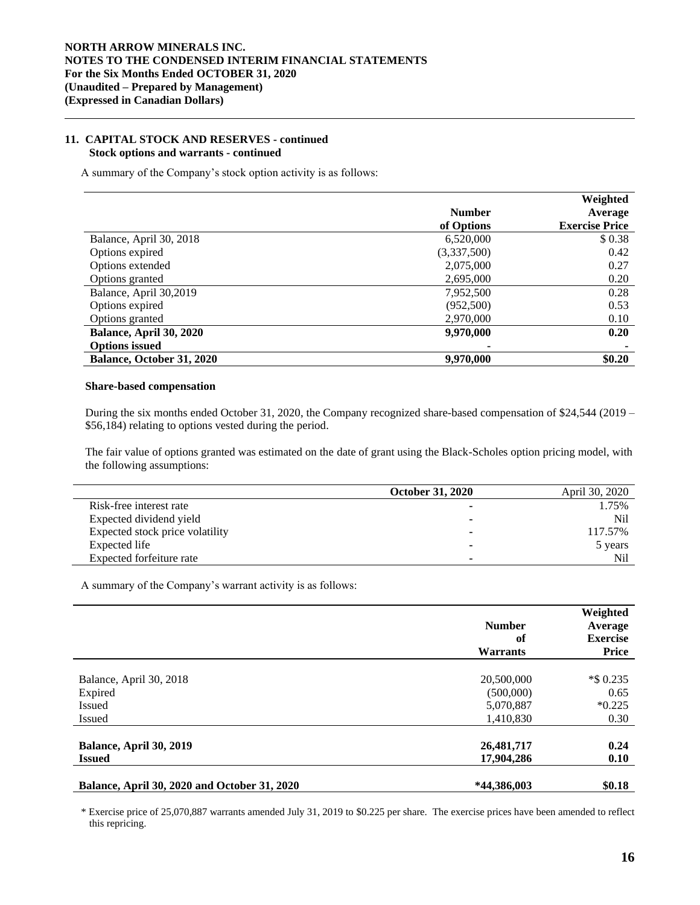### 11. CAPITAL STOCK AND RESERVES - continued

**Stock options and warrants - continued**

A summary of the Company's stock option activity is as follows:

| | Number of Options | Weighted Average Exercise Price |
|---|---|---|
| Balance, April 30, 2018 | 6,520,000 | $ 0.38 |
| Options expired | (3,337,500) | 0.42 |
| Options extended | 2,075,000 | 0.27 |
| Options granted | 2,695,000 | 0.20 |
| Balance, April 30,2019 | 7,952,500 | 0.28 |
| Options expired | (952,500) | 0.53 |
| Options granted | 2,970,000 | 0.10 |
| **Balance, April 30, 2020** | **9,970,000** | **0.20** |
| **Options issued** | **-** | **-** |
| **Balance, October 31, 2020** | **9,970,000** | **$0.20** |

**Share-based compensation**

During the six months ended October 31, 2020, the Company recognized share-based compensation of $24,544 (2019 – $56,184) relating to options vested during the period.

The fair value of options granted was estimated on the date of grant using the Black-Scholes option pricing model, with the following assumptions:

| | October 31, 2020 | April 30, 2020 |
|---|---|---|
| Risk-free interest rate | - | 1.75% |
| Expected dividend yield | - | Nil |
| Expected stock price volatility | - | 117.57% |
| Expected life | - | 5 years |
| Expected forfeiture rate | - | Nil |

A summary of the Company's warrant activity is as follows:

| | Number of Warrants | Weighted Average Exercise Price |
|---|---|---|
| Balance, April 30, 2018 | 20,500,000 | *$ 0.235 |
| Expired | (500,000) | 0.65 |
| Issued | 5,070,887 | *0.225 |
| Issued | 1,410,830 | 0.30 |
| **Balance, April 30, 2019** | **26,481,717** | **0.24** |
| **Issued** | **17,904,286** | **0.10** |
| **Balance, April 30, 2020 and October 31, 2020** | ***44,386,003** | **$0.18** |

\* Exercise price of 25,070,887 warrants amended July 31, 2019 to $0.225 per share. The exercise prices have been amended to reflect this repricing.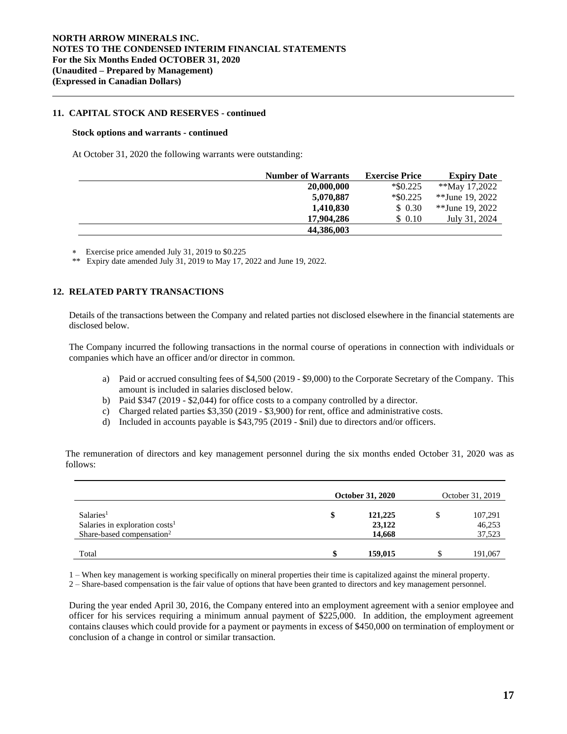## 11. CAPITAL STOCK AND RESERVES - continued

### Stock options and warrants - continued

At October 31, 2020 the following warrants were outstanding:

| Number of Warrants | Exercise Price | Expiry Date |
|---:|---:|---:|
| 20,000,000 | *$0.225 | **May 17,2022 |
| 5,070,887 | *$0.225 | **June 19, 2022 |
| 1,410,830 | $ 0.30 | **June 19, 2022 |
| 17,904,286 | $ 0.10 | July 31, 2024 |
| 44,386,003 | | |

* Exercise price amended July 31, 2019 to $0.225

** Expiry date amended July 31, 2019 to May 17, 2022 and June 19, 2022.

## 12. RELATED PARTY TRANSACTIONS

Details of the transactions between the Company and related parties not disclosed elsewhere in the financial statements are disclosed below.

The Company incurred the following transactions in the normal course of operations in connection with individuals or companies which have an officer and/or director in common.

a) Paid or accrued consulting fees of $4,500 (2019 - $9,000) to the Corporate Secretary of the Company. This amount is included in salaries disclosed below.
b) Paid $347 (2019 - $2,044) for office costs to a company controlled by a director.
c) Charged related parties $3,350 (2019 - $3,900) for rent, office and administrative costs.
d) Included in accounts payable is $43,795 (2019 - $nil) due to directors and/or officers.

The remuneration of directors and key management personnel during the six months ended October 31, 2020 was as follows:

| | October 31, 2020 | October 31, 2019 |
|---|---:|---:|
| Salaries[1] | $ 121,225 | $ 107,291 |
| Salaries in exploration costs[1] | 23,122 | 46,253 |
| Share-based compensation[2] | 14,668 | 37,523 |
| Total | $ 159,015 | $ 191,067 |

1 – When key management is working specifically on mineral properties their time is capitalized against the mineral property.

2 – Share-based compensation is the fair value of options that have been granted to directors and key management personnel.

During the year ended April 30, 2016, the Company entered into an employment agreement with a senior employee and officer for his services requiring a minimum annual payment of $225,000. In addition, the employment agreement contains clauses which could provide for a payment or payments in excess of $450,000 on termination of employment or conclusion of a change in control or similar transaction.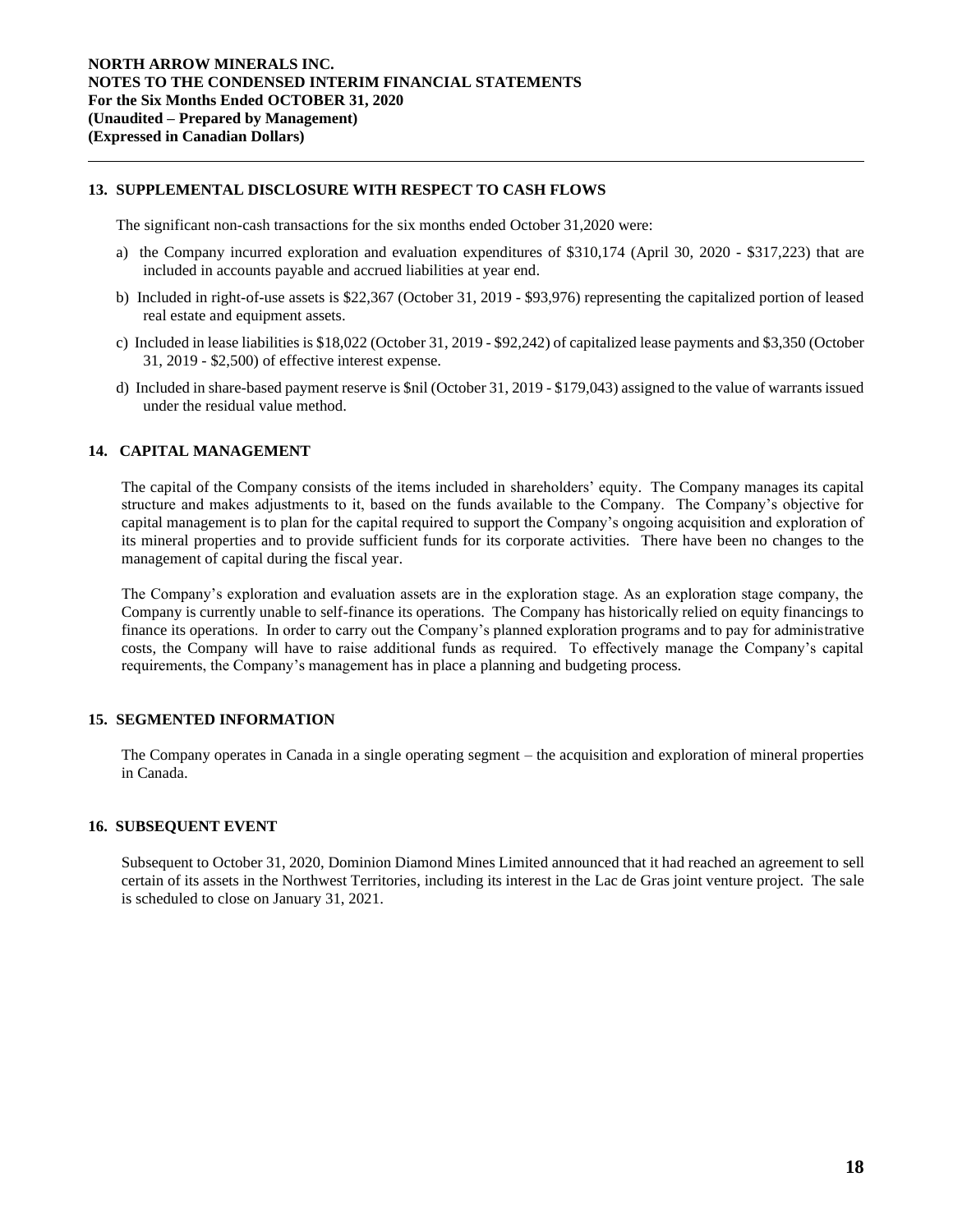## 13. SUPPLEMENTAL DISCLOSURE WITH RESPECT TO CASH FLOWS

The significant non-cash transactions for the six months ended October 31,2020 were:

a) the Company incurred exploration and evaluation expenditures of $310,174 (April 30, 2020 - $317,223) that are included in accounts payable and accrued liabilities at year end.

b) Included in right-of-use assets is $22,367 (October 31, 2019 - $93,976) representing the capitalized portion of leased real estate and equipment assets.

c) Included in lease liabilities is $18,022 (October 31, 2019 - $92,242) of capitalized lease payments and $3,350 (October 31, 2019 - $2,500) of effective interest expense.

d) Included in share-based payment reserve is $nil (October 31, 2019 - $179,043) assigned to the value of warrants issued under the residual value method.

## 14. CAPITAL MANAGEMENT

The capital of the Company consists of the items included in shareholders' equity. The Company manages its capital structure and makes adjustments to it, based on the funds available to the Company. The Company's objective for capital management is to plan for the capital required to support the Company's ongoing acquisition and exploration of its mineral properties and to provide sufficient funds for its corporate activities. There have been no changes to the management of capital during the fiscal year.

The Company's exploration and evaluation assets are in the exploration stage. As an exploration stage company, the Company is currently unable to self-finance its operations. The Company has historically relied on equity financings to finance its operations. In order to carry out the Company's planned exploration programs and to pay for administrative costs, the Company will have to raise additional funds as required. To effectively manage the Company's capital requirements, the Company's management has in place a planning and budgeting process.

## 15. SEGMENTED INFORMATION

The Company operates in Canada in a single operating segment – the acquisition and exploration of mineral properties in Canada.

## 16. SUBSEQUENT EVENT

Subsequent to October 31, 2020, Dominion Diamond Mines Limited announced that it had reached an agreement to sell certain of its assets in the Northwest Territories, including its interest in the Lac de Gras joint venture project. The sale is scheduled to close on January 31, 2021.